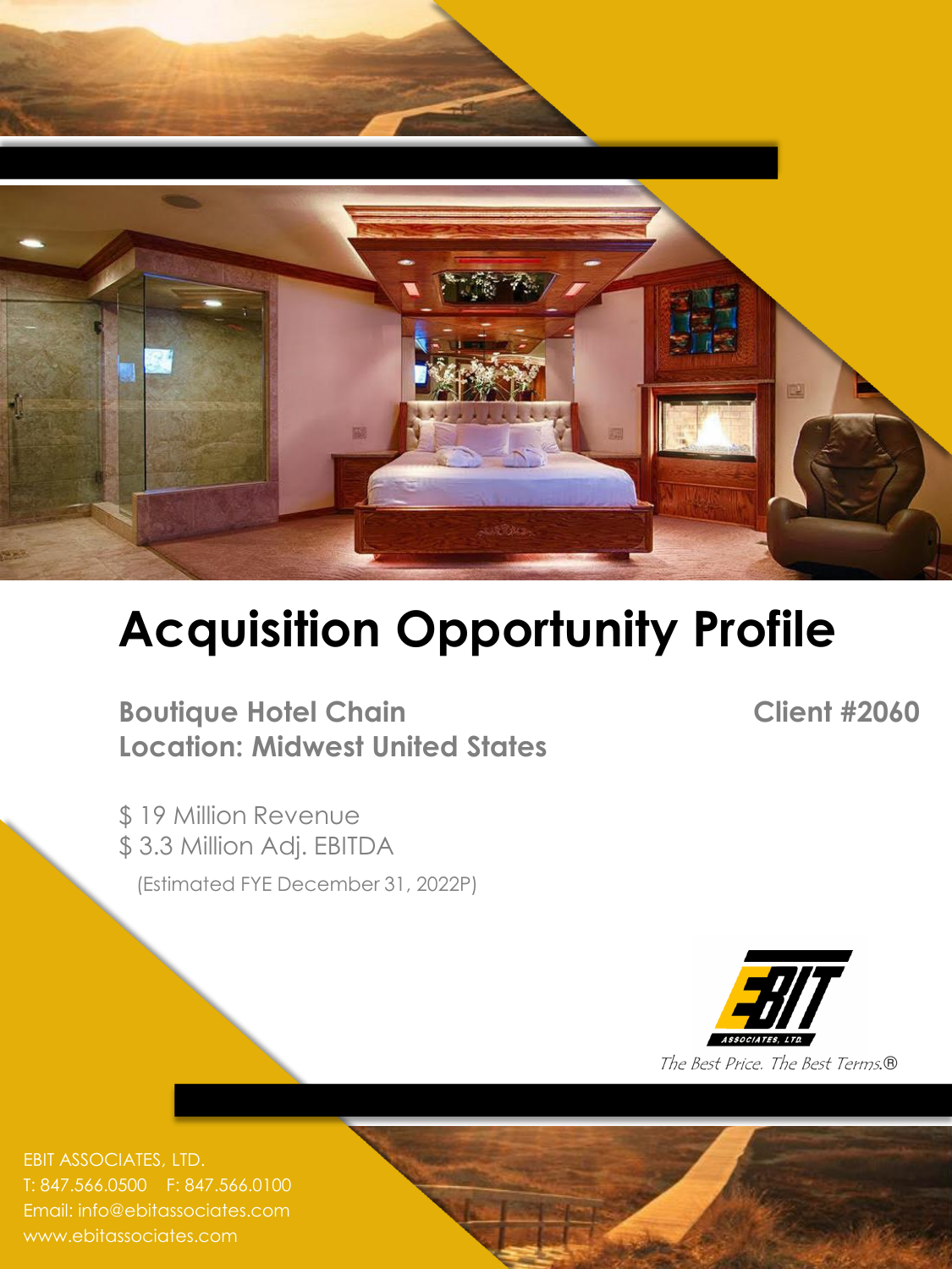# Acquisition Opportunity Profile

**Boutique Hotel Chain**
**Location: Midwest United States**

**Client #2060**

$ 19 Million Revenue
$ 3.3 Million Adj. EBITDA
(Estimated FYE December 31, 2022P)

EBIT ASSOCIATES, LTD.

*The Best Price. The Best Terms.®*

EBIT ASSOCIATES, LTD.
T: 847.566.0500 F: 847.566.0100
Email: info@ebitassociates.com
www.ebitassociates.com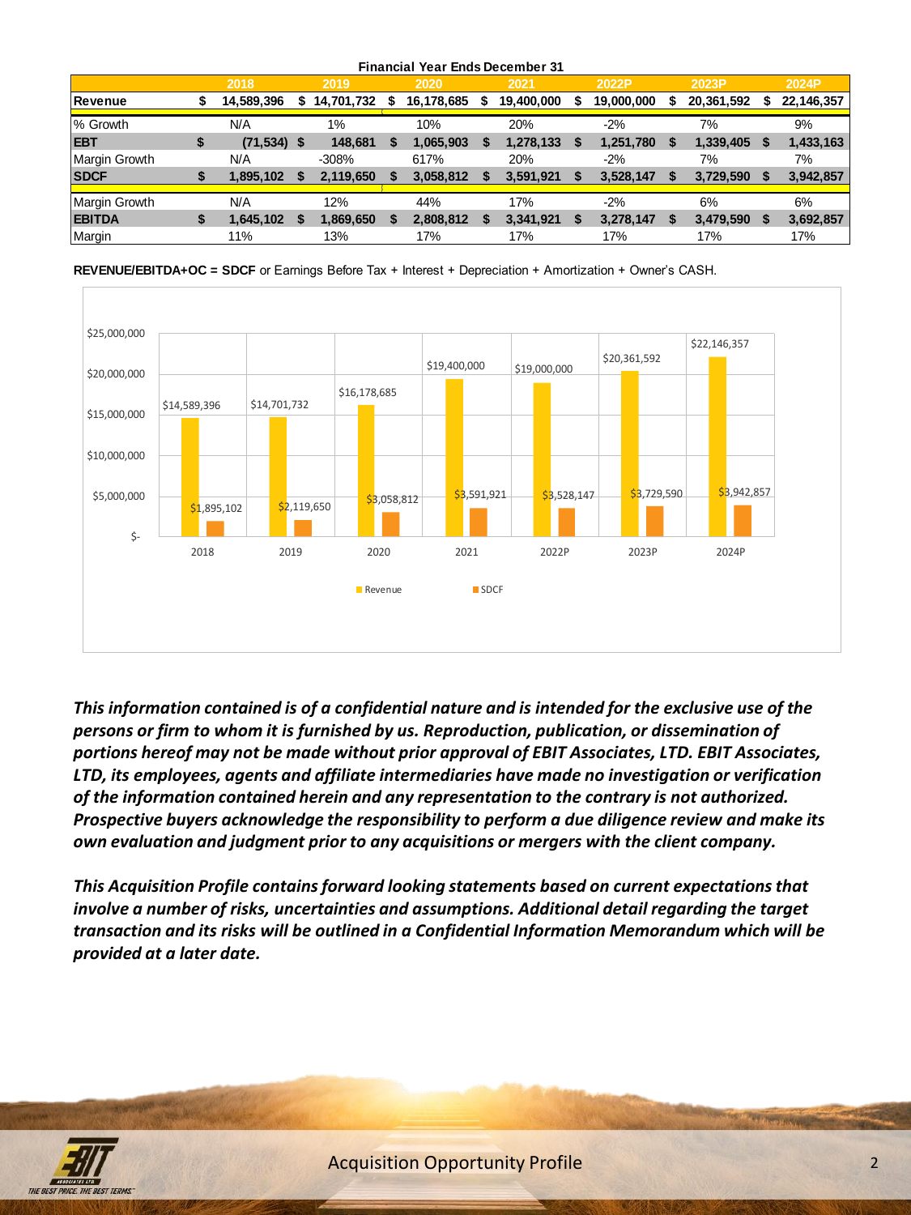**Financial Year Ends December 31**

| | 2018 | 2019 | 2020 | 2021 | 2022P | 2023P | 2024P |
|---|---|---|---|---|---|---|---|
| **Revenue** | **$ 14,589,396** | **$ 14,701,732** | **$ 16,178,685** | **$ 19,400,000** | **$ 19,000,000** | **$ 20,361,592** | **$ 22,146,357** |
| % Growth | N/A | 1% | 10% | 20% | -2% | 7% | 9% |
| **EBT** | **$ (71,534)** | **$ 148,681** | **$ 1,065,903** | **$ 1,278,133** | **$ 1,251,780** | **$ 1,339,405** | **$ 1,433,163** |
| Margin Growth | N/A | -308% | 617% | 20% | -2% | 7% | 7% |
| **SDCF** | **$ 1,895,102** | **$ 2,119,650** | **$ 3,058,812** | **$ 3,591,921** | **$ 3,528,147** | **$ 3,729,590** | **$ 3,942,857** |
| Margin Growth | N/A | 12% | 44% | 17% | -2% | 6% | 6% |
| **EBITDA** | **$ 1,645,102** | **$ 1,869,650** | **$ 2,808,812** | **$ 3,341,921** | **$ 3,278,147** | **$ 3,479,590** | **$ 3,692,857** |
| Margin | 11% | 13% | 17% | 17% | 17% | 17% | 17% |

**REVENUE/EBITDA+OC = SDCF** or Earnings Before Tax + Interest + Depreciation + Amortization + Owner's CASH.

| Year | Revenue | SDCF |
|---|---|---|
| 2018 | $14,589,396 | $1,895,102 |
| 2019 | $14,701,732 | $2,119,650 |
| 2020 | $16,178,685 | $3,058,812 |
| 2021 | $19,400,000 | $3,591,921 |
| 2022P | $19,000,000 | $3,528,147 |
| 2023P | $20,361,592 | $3,729,590 |
| 2024P | $22,146,357 | $3,942,857 |

***This information contained is of a confidential nature and is intended for the exclusive use of the persons or firm to whom it is furnished by us. Reproduction, publication, or dissemination of portions hereof may not be made without prior approval of EBIT Associates, LTD. EBIT Associates, LTD, its employees, agents and affiliate intermediaries have made no investigation or verification of the information contained herein and any representation to the contrary is not authorized. Prospective buyers acknowledge the responsibility to perform a due diligence review and make its own evaluation and judgment prior to any acquisitions or mergers with the client company.***

***This Acquisition Profile contains forward looking statements based on current expectations that involve a number of risks, uncertainties and assumptions. Additional detail regarding the target transaction and its risks will be outlined in a Confidential Information Memorandum which will be provided at a later date.***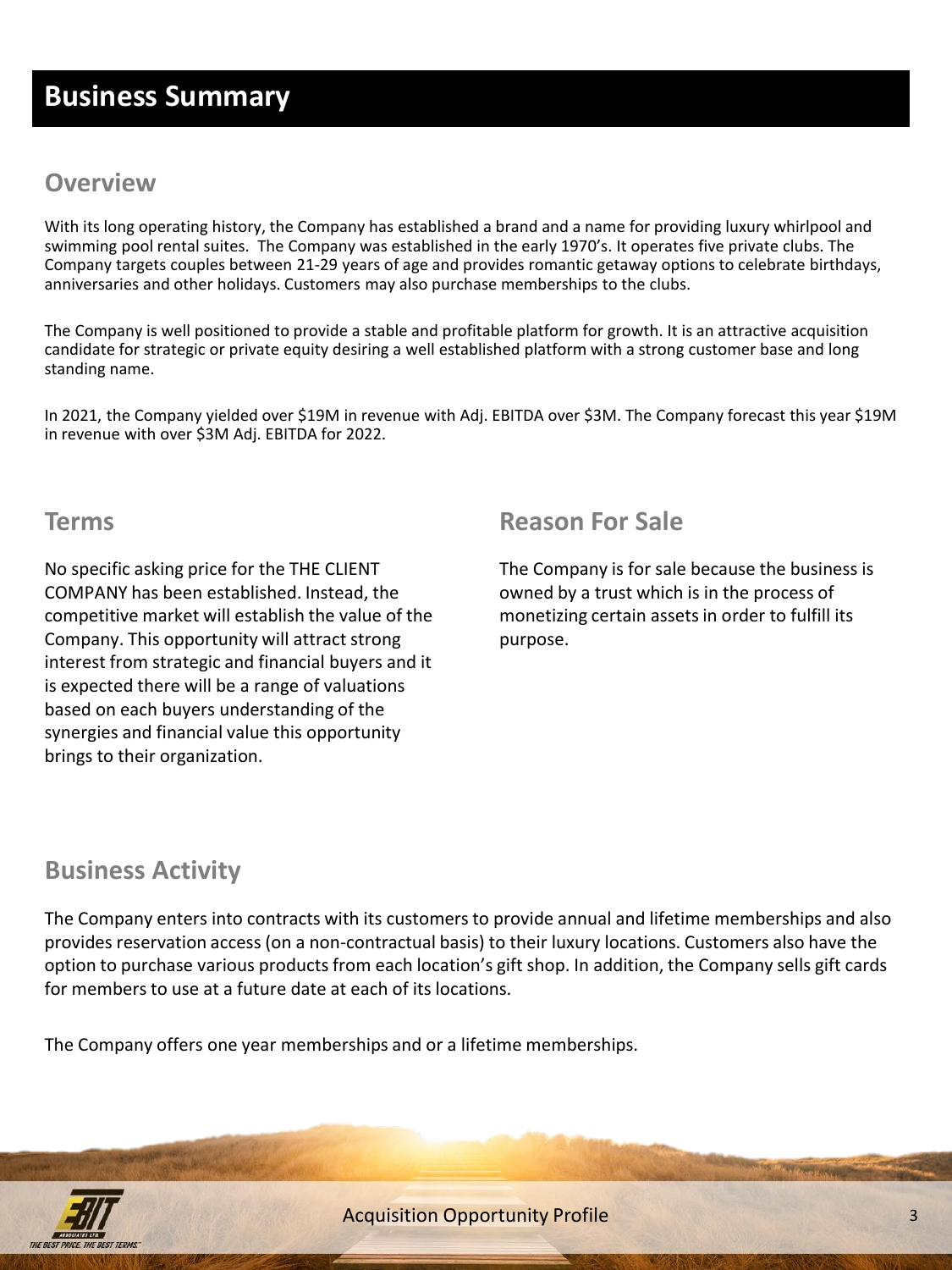# Business Summary

## Overview

With its long operating history, the Company has established a brand and a name for providing luxury whirlpool and swimming pool rental suites. The Company was established in the early 1970's. It operates five private clubs. The Company targets couples between 21-29 years of age and provides romantic getaway options to celebrate birthdays, anniversaries and other holidays. Customers may also purchase memberships to the clubs.

The Company is well positioned to provide a stable and profitable platform for growth. It is an attractive acquisition candidate for strategic or private equity desiring a well established platform with a strong customer base and long standing name.

In 2021, the Company yielded over $19M in revenue with Adj. EBITDA over $3M. The Company forecast this year $19M in revenue with over $3M Adj. EBITDA for 2022.

## Terms

No specific asking price for the THE CLIENT COMPANY has been established. Instead, the competitive market will establish the value of the Company. This opportunity will attract strong interest from strategic and financial buyers and it is expected there will be a range of valuations based on each buyers understanding of the synergies and financial value this opportunity brings to their organization.

## Reason For Sale

The Company is for sale because the business is owned by a trust which is in the process of monetizing certain assets in order to fulfill its purpose.

## Business Activity

The Company enters into contracts with its customers to provide annual and lifetime memberships and also provides reservation access (on a non-contractual basis) to their luxury locations. Customers also have the option to purchase various products from each location's gift shop. In addition, the Company sells gift cards for members to use at a future date at each of its locations.

The Company offers one year memberships and or a lifetime memberships.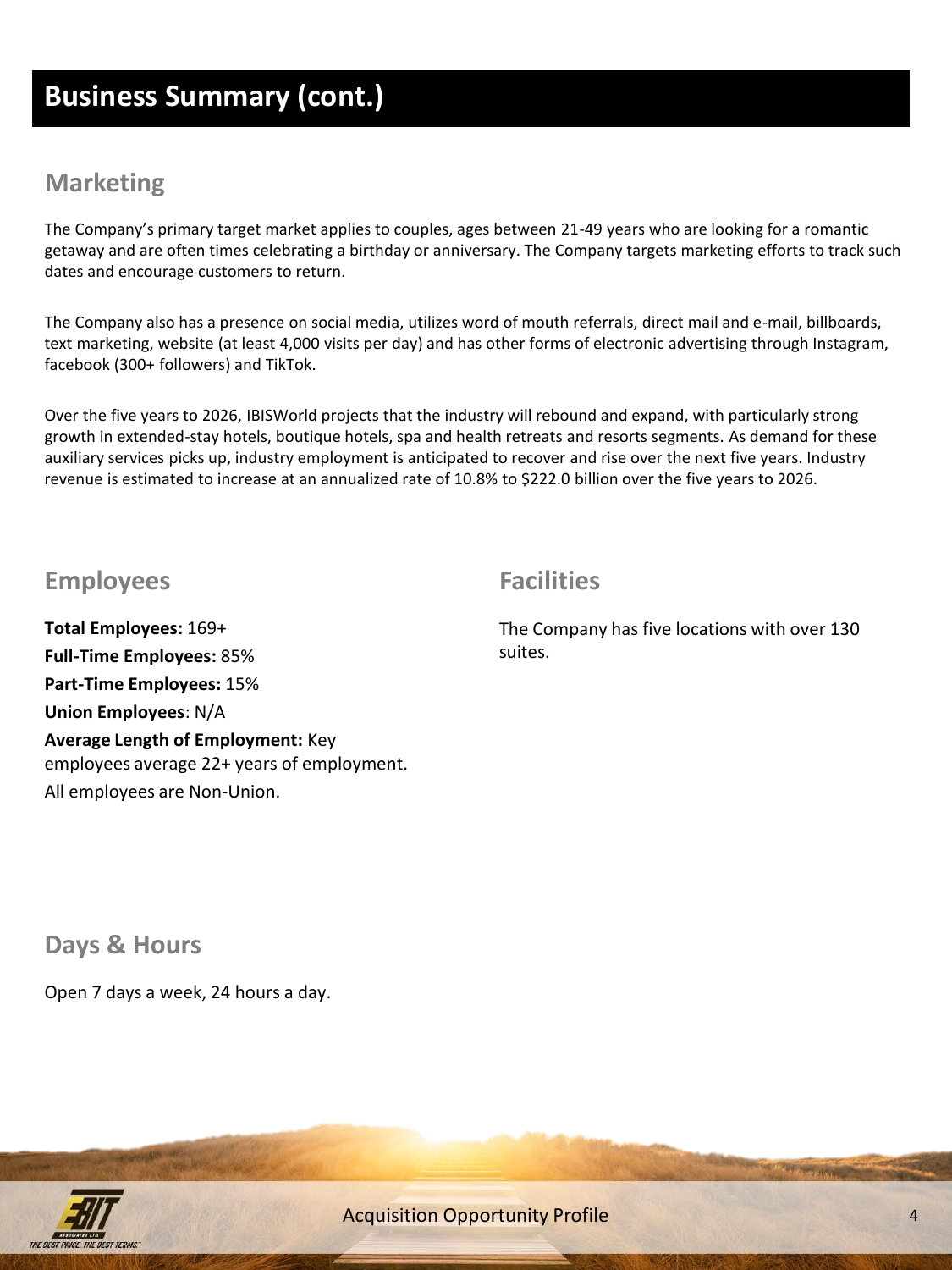# Business Summary (cont.)

## Marketing

The Company's primary target market applies to couples, ages between 21-49 years who are looking for a romantic getaway and are often times celebrating a birthday or anniversary. The Company targets marketing efforts to track such dates and encourage customers to return.

The Company also has a presence on social media, utilizes word of mouth referrals, direct mail and e-mail, billboards, text marketing, website (at least 4,000 visits per day) and has other forms of electronic advertising through Instagram, facebook (300+ followers) and TikTok.

Over the five years to 2026, IBISWorld projects that the industry will rebound and expand, with particularly strong growth in extended-stay hotels, boutique hotels, spa and health retreats and resorts segments. As demand for these auxiliary services picks up, industry employment is anticipated to recover and rise over the next five years. Industry revenue is estimated to increase at an annualized rate of 10.8% to $222.0 billion over the five years to 2026.

## Employees

**Total Employees:** 169+
**Full-Time Employees:** 85%
**Part-Time Employees:** 15%
**Union Employees**: N/A
**Average Length of Employment:** Key employees average 22+ years of employment.
All employees are Non-Union.

## Facilities

The Company has five locations with over 130 suites.

## Days & Hours

Open 7 days a week, 24 hours a day.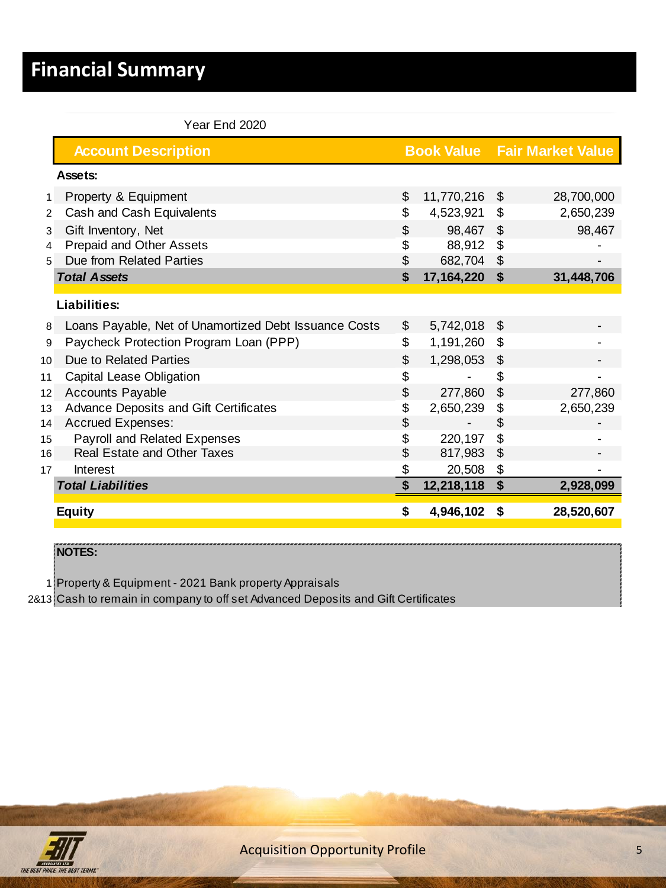# Financial Summary

Year End 2020

| | Account Description | Book Value | Fair Market Value |
|---|---|---|---|
| | **Assets:** | | |
| 1 | Property & Equipment | $ 11,770,216 | $ 28,700,000 |
| 2 | Cash and Cash Equivalents | $ 4,523,921 | $ 2,650,239 |
| 3 | Gift Inventory, Net | $ 98,467 | $ 98,467 |
| 4 | Prepaid and Other Assets | $ 88,912 | $ - |
| 5 | Due from Related Parties | $ 682,704 | $ - |
| | ***Total Assets*** | **$ 17,164,220** | **$ 31,448,706** |
| | **Liabilities:** | | |
| 8 | Loans Payable, Net of Unamortized Debt Issuance Costs | $ 5,742,018 | $ - |
| 9 | Paycheck Protection Program Loan (PPP) | $ 1,191,260 | $ - |
| 10 | Due to Related Parties | $ 1,298,053 | $ - |
| 11 | Capital Lease Obligation | $ - | $ - |
| 12 | Accounts Payable | $ 277,860 | $ 277,860 |
| 13 | Advance Deposits and Gift Certificates | $ 2,650,239 | $ 2,650,239 |
| 14 | Accrued Expenses: | $ - | $ - |
| 15 | Payroll and Related Expenses | $ 220,197 | $ - |
| 16 | Real Estate and Other Taxes | $ 817,983 | $ - |
| 17 | Interest | $ 20,508 | $ - |
| | ***Total Liabilities*** | **$ 12,218,118** | **$ 2,928,099** |
| | **Equity** | **$ 4,946,102** | **$ 28,520,607** |

**NOTES:**

1 Property & Equipment - 2021 Bank property Appraisals

2&13 Cash to remain in company to off set Advanced Deposits and Gift Certificates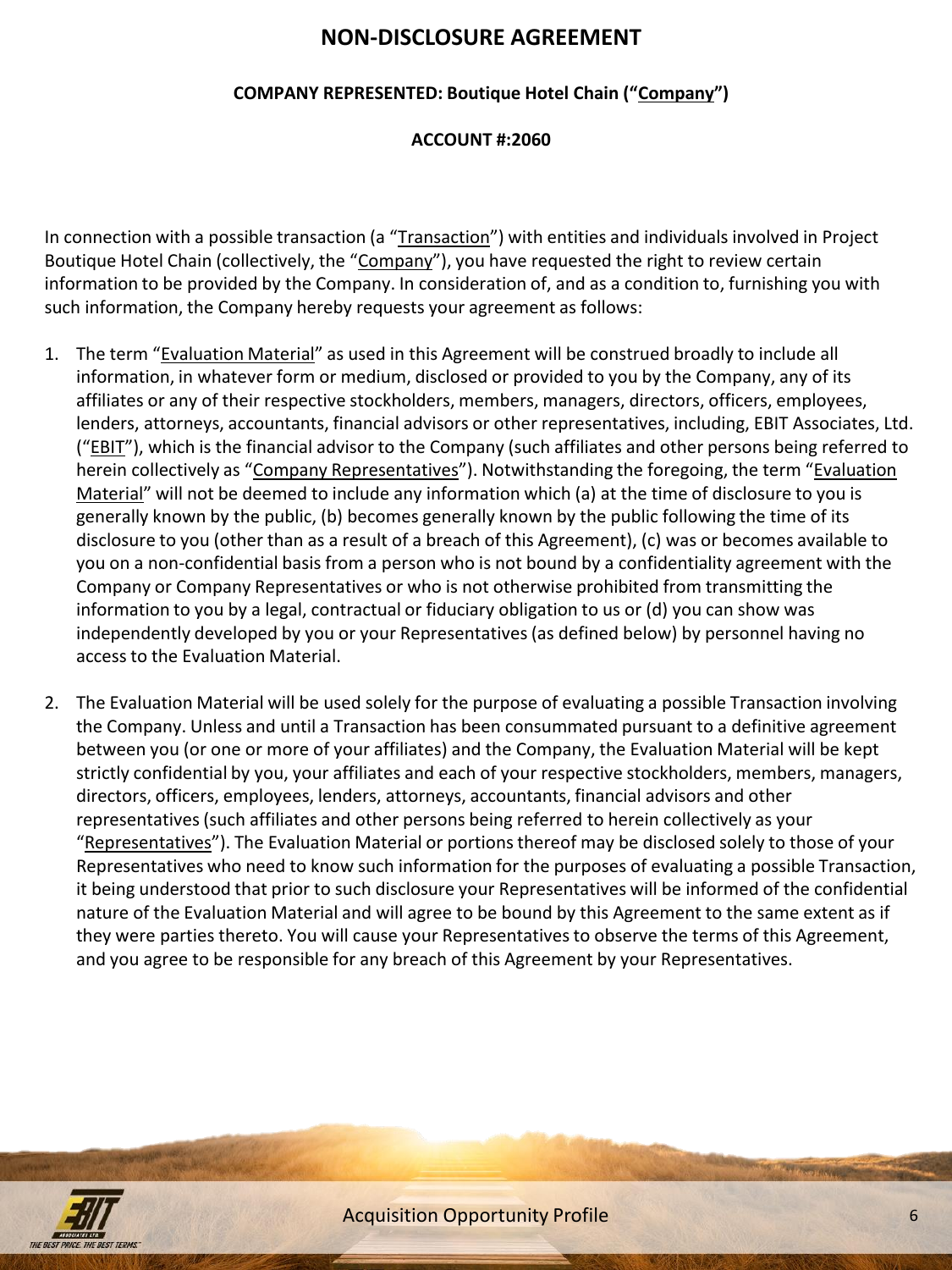# NON-DISCLOSURE AGREEMENT

**COMPANY REPRESENTED: Boutique Hotel Chain ("Company")**

**ACCOUNT #:2060**

In connection with a possible transaction (a "Transaction") with entities and individuals involved in Project Boutique Hotel Chain (collectively, the "Company"), you have requested the right to review certain information to be provided by the Company. In consideration of, and as a condition to, furnishing you with such information, the Company hereby requests your agreement as follows:

1. The term "Evaluation Material" as used in this Agreement will be construed broadly to include all information, in whatever form or medium, disclosed or provided to you by the Company, any of its affiliates or any of their respective stockholders, members, managers, directors, officers, employees, lenders, attorneys, accountants, financial advisors or other representatives, including, EBIT Associates, Ltd. ("EBIT"), which is the financial advisor to the Company (such affiliates and other persons being referred to herein collectively as "Company Representatives"). Notwithstanding the foregoing, the term "Evaluation Material" will not be deemed to include any information which (a) at the time of disclosure to you is generally known by the public, (b) becomes generally known by the public following the time of its disclosure to you (other than as a result of a breach of this Agreement), (c) was or becomes available to you on a non-confidential basis from a person who is not bound by a confidentiality agreement with the Company or Company Representatives or who is not otherwise prohibited from transmitting the information to you by a legal, contractual or fiduciary obligation to us or (d) you can show was independently developed by you or your Representatives (as defined below) by personnel having no access to the Evaluation Material.

2. The Evaluation Material will be used solely for the purpose of evaluating a possible Transaction involving the Company. Unless and until a Transaction has been consummated pursuant to a definitive agreement between you (or one or more of your affiliates) and the Company, the Evaluation Material will be kept strictly confidential by you, your affiliates and each of your respective stockholders, members, managers, directors, officers, employees, lenders, attorneys, accountants, financial advisors and other representatives (such affiliates and other persons being referred to herein collectively as your "Representatives"). The Evaluation Material or portions thereof may be disclosed solely to those of your Representatives who need to know such information for the purposes of evaluating a possible Transaction, it being understood that prior to such disclosure your Representatives will be informed of the confidential nature of the Evaluation Material and will agree to be bound by this Agreement to the same extent as if they were parties thereto. You will cause your Representatives to observe the terms of this Agreement, and you agree to be responsible for any breach of this Agreement by your Representatives.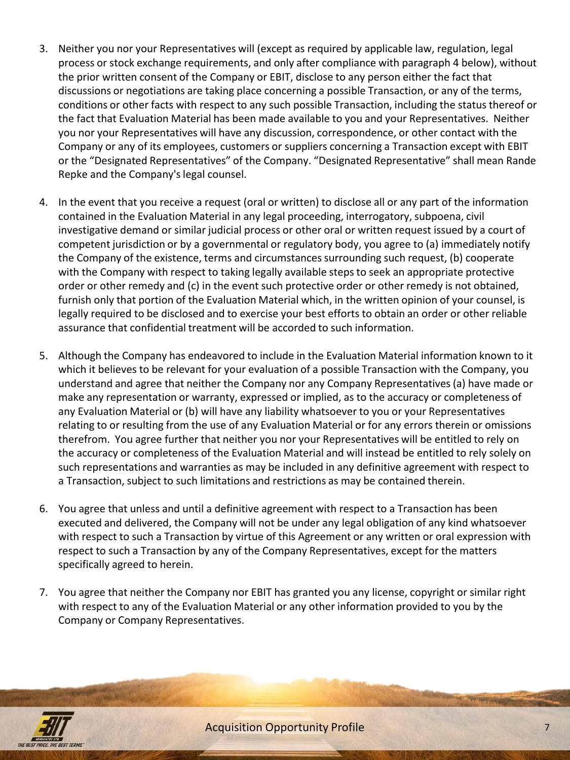3. Neither you nor your Representatives will (except as required by applicable law, regulation, legal process or stock exchange requirements, and only after compliance with paragraph 4 below), without the prior written consent of the Company or EBIT, disclose to any person either the fact that discussions or negotiations are taking place concerning a possible Transaction, or any of the terms, conditions or other facts with respect to any such possible Transaction, including the status thereof or the fact that Evaluation Material has been made available to you and your Representatives. Neither you nor your Representatives will have any discussion, correspondence, or other contact with the Company or any of its employees, customers or suppliers concerning a Transaction except with EBIT or the "Designated Representatives" of the Company. "Designated Representative" shall mean Rande Repke and the Company's legal counsel.

4. In the event that you receive a request (oral or written) to disclose all or any part of the information contained in the Evaluation Material in any legal proceeding, interrogatory, subpoena, civil investigative demand or similar judicial process or other oral or written request issued by a court of competent jurisdiction or by a governmental or regulatory body, you agree to (a) immediately notify the Company of the existence, terms and circumstances surrounding such request, (b) cooperate with the Company with respect to taking legally available steps to seek an appropriate protective order or other remedy and (c) in the event such protective order or other remedy is not obtained, furnish only that portion of the Evaluation Material which, in the written opinion of your counsel, is legally required to be disclosed and to exercise your best efforts to obtain an order or other reliable assurance that confidential treatment will be accorded to such information.

5. Although the Company has endeavored to include in the Evaluation Material information known to it which it believes to be relevant for your evaluation of a possible Transaction with the Company, you understand and agree that neither the Company nor any Company Representatives (a) have made or make any representation or warranty, expressed or implied, as to the accuracy or completeness of any Evaluation Material or (b) will have any liability whatsoever to you or your Representatives relating to or resulting from the use of any Evaluation Material or for any errors therein or omissions therefrom. You agree further that neither you nor your Representatives will be entitled to rely on the accuracy or completeness of the Evaluation Material and will instead be entitled to rely solely on such representations and warranties as may be included in any definitive agreement with respect to a Transaction, subject to such limitations and restrictions as may be contained therein.

6. You agree that unless and until a definitive agreement with respect to a Transaction has been executed and delivered, the Company will not be under any legal obligation of any kind whatsoever with respect to such a Transaction by virtue of this Agreement or any written or oral expression with respect to such a Transaction by any of the Company Representatives, except for the matters specifically agreed to herein.

7. You agree that neither the Company nor EBIT has granted you any license, copyright or similar right with respect to any of the Evaluation Material or any other information provided to you by the Company or Company Representatives.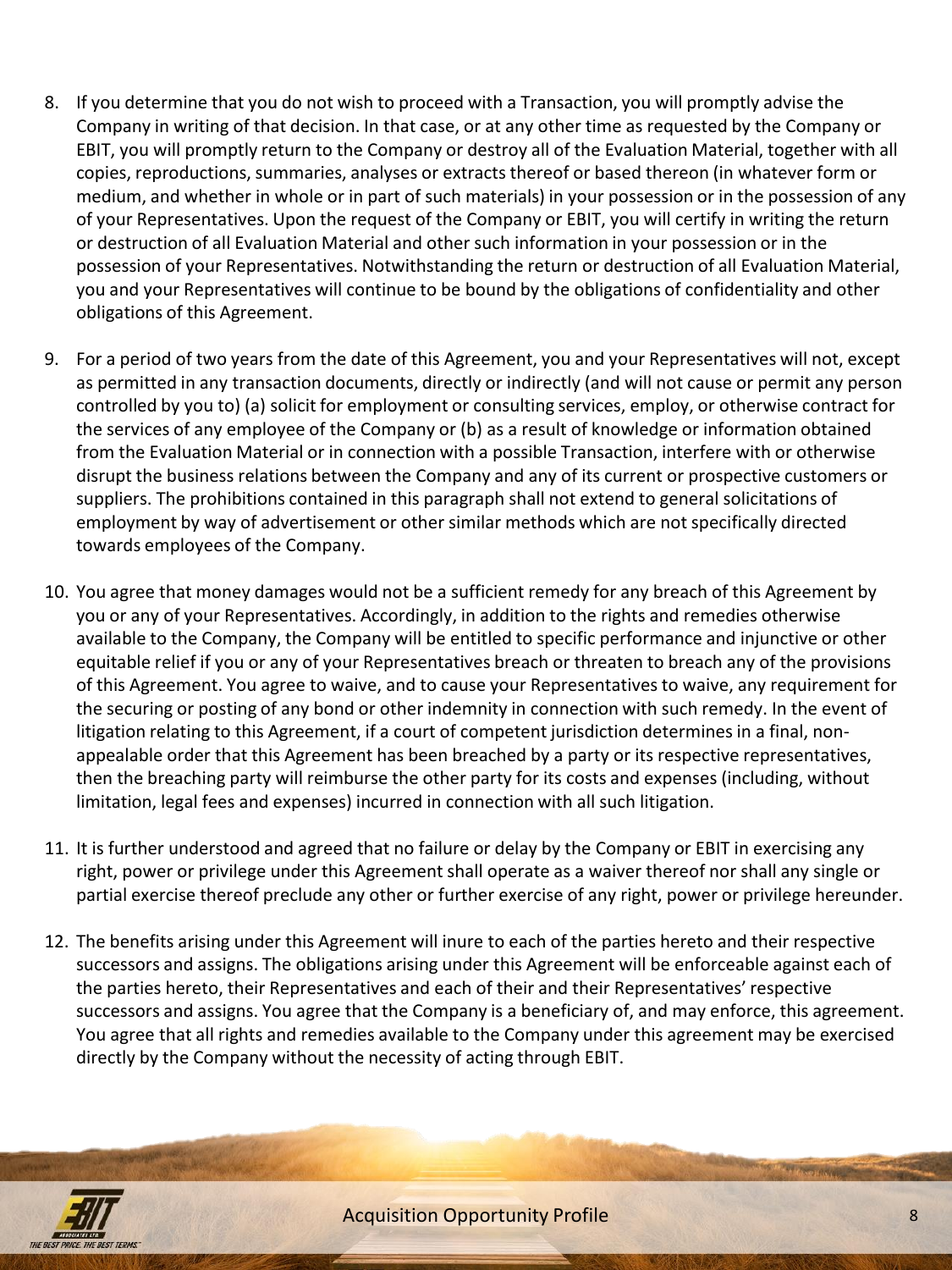8. If you determine that you do not wish to proceed with a Transaction, you will promptly advise the Company in writing of that decision. In that case, or at any other time as requested by the Company or EBIT, you will promptly return to the Company or destroy all of the Evaluation Material, together with all copies, reproductions, summaries, analyses or extracts thereof or based thereon (in whatever form or medium, and whether in whole or in part of such materials) in your possession or in the possession of any of your Representatives. Upon the request of the Company or EBIT, you will certify in writing the return or destruction of all Evaluation Material and other such information in your possession or in the possession of your Representatives. Notwithstanding the return or destruction of all Evaluation Material, you and your Representatives will continue to be bound by the obligations of confidentiality and other obligations of this Agreement.

9. For a period of two years from the date of this Agreement, you and your Representatives will not, except as permitted in any transaction documents, directly or indirectly (and will not cause or permit any person controlled by you to) (a) solicit for employment or consulting services, employ, or otherwise contract for the services of any employee of the Company or (b) as a result of knowledge or information obtained from the Evaluation Material or in connection with a possible Transaction, interfere with or otherwise disrupt the business relations between the Company and any of its current or prospective customers or suppliers. The prohibitions contained in this paragraph shall not extend to general solicitations of employment by way of advertisement or other similar methods which are not specifically directed towards employees of the Company.

10. You agree that money damages would not be a sufficient remedy for any breach of this Agreement by you or any of your Representatives. Accordingly, in addition to the rights and remedies otherwise available to the Company, the Company will be entitled to specific performance and injunctive or other equitable relief if you or any of your Representatives breach or threaten to breach any of the provisions of this Agreement. You agree to waive, and to cause your Representatives to waive, any requirement for the securing or posting of any bond or other indemnity in connection with such remedy. In the event of litigation relating to this Agreement, if a court of competent jurisdiction determines in a final, non-appealable order that this Agreement has been breached by a party or its respective representatives, then the breaching party will reimburse the other party for its costs and expenses (including, without limitation, legal fees and expenses) incurred in connection with all such litigation.

11. It is further understood and agreed that no failure or delay by the Company or EBIT in exercising any right, power or privilege under this Agreement shall operate as a waiver thereof nor shall any single or partial exercise thereof preclude any other or further exercise of any right, power or privilege hereunder.

12. The benefits arising under this Agreement will inure to each of the parties hereto and their respective successors and assigns. The obligations arising under this Agreement will be enforceable against each of the parties hereto, their Representatives and each of their and their Representatives' respective successors and assigns. You agree that the Company is a beneficiary of, and may enforce, this agreement. You agree that all rights and remedies available to the Company under this agreement may be exercised directly by the Company without the necessity of acting through EBIT.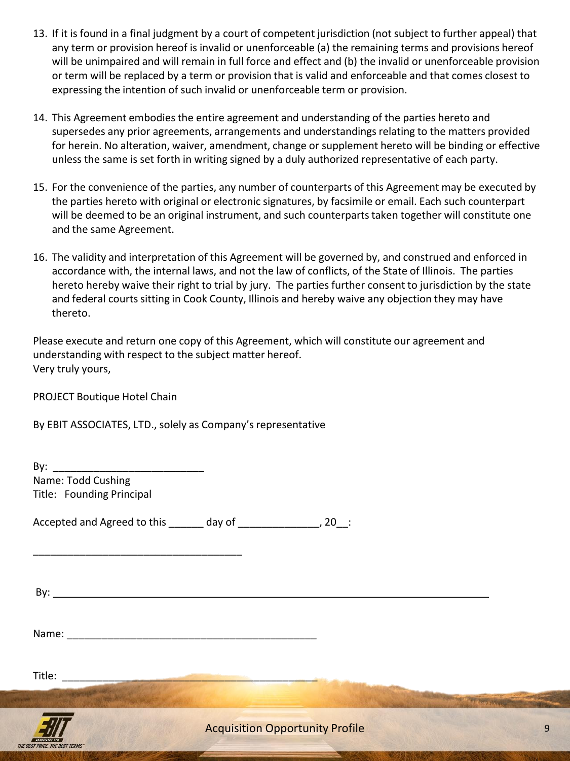13. If it is found in a final judgment by a court of competent jurisdiction (not subject to further appeal) that any term or provision hereof is invalid or unenforceable (a) the remaining terms and provisions hereof will be unimpaired and will remain in full force and effect and (b) the invalid or unenforceable provision or term will be replaced by a term or provision that is valid and enforceable and that comes closest to expressing the intention of such invalid or unenforceable term or provision.

14. This Agreement embodies the entire agreement and understanding of the parties hereto and supersedes any prior agreements, arrangements and understandings relating to the matters provided for herein. No alteration, waiver, amendment, change or supplement hereto will be binding or effective unless the same is set forth in writing signed by a duly authorized representative of each party.

15. For the convenience of the parties, any number of counterparts of this Agreement may be executed by the parties hereto with original or electronic signatures, by facsimile or email. Each such counterpart will be deemed to be an original instrument, and such counterparts taken together will constitute one and the same Agreement.

16. The validity and interpretation of this Agreement will be governed by, and construed and enforced in accordance with, the internal laws, and not the law of conflicts, of the State of Illinois. The parties hereto hereby waive their right to trial by jury. The parties further consent to jurisdiction by the state and federal courts sitting in Cook County, Illinois and hereby waive any objection they may have thereto.

Please execute and return one copy of this Agreement, which will constitute our agreement and understanding with respect to the subject matter hereof.
Very truly yours,

PROJECT Boutique Hotel Chain

By EBIT ASSOCIATES, LTD., solely as Company's representative

By: ___________________________
Name: Todd Cushing
Title: Founding Principal

Accepted and Agreed to this ______ day of ______________, 20__:

_____________________________________

By: ______________________________________________________________________________

Name: _____________________________________________

Title: _____________________________________________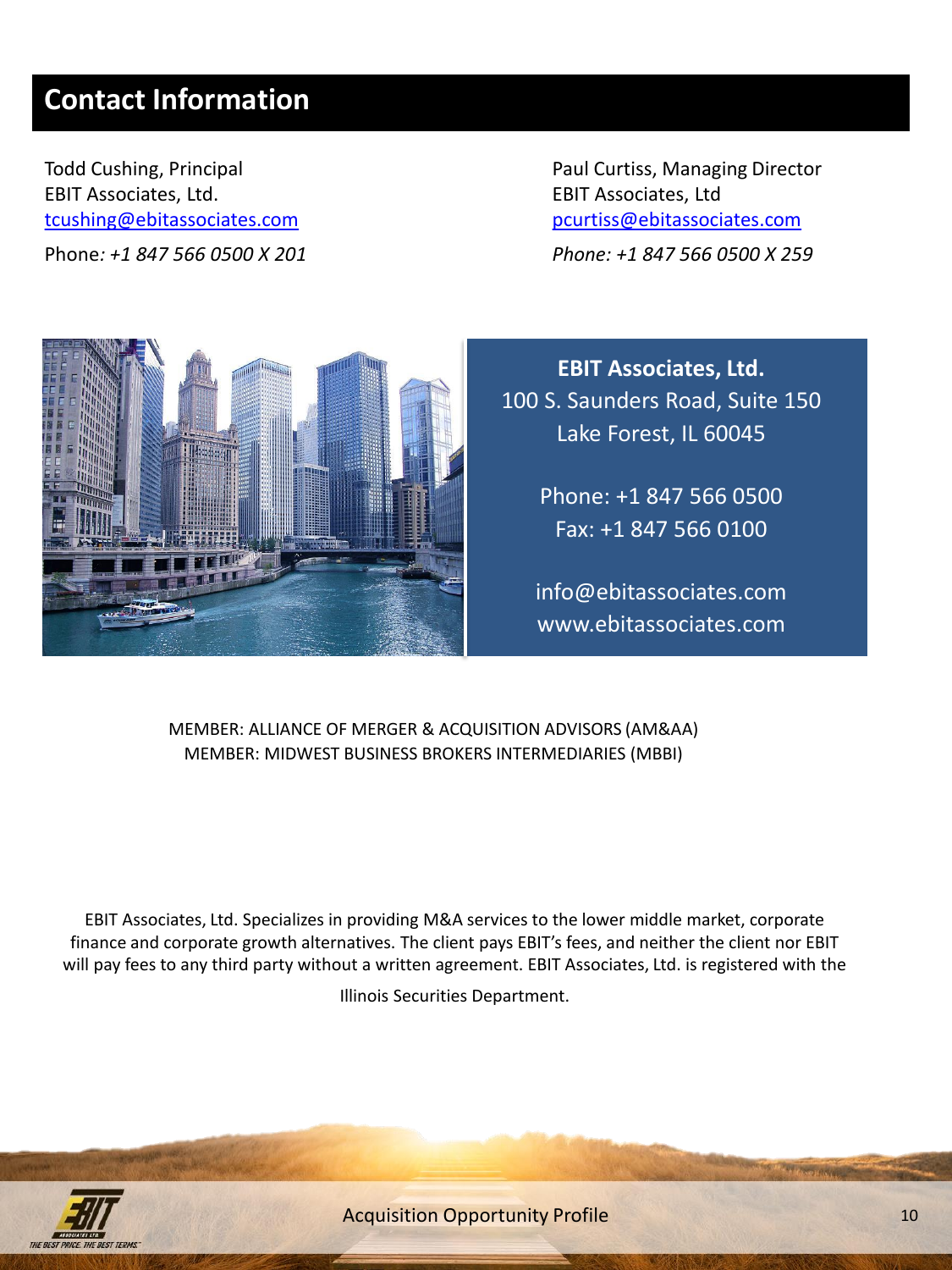## Contact Information

Todd Cushing, Principal
EBIT Associates, Ltd.
tcushing@ebitassociates.com

Phone*: +1 847 566 0500 X 201*

Paul Curtiss, Managing Director
EBIT Associates, Ltd
pcurtiss@ebitassociates.com

*Phone: +1 847 566 0500 X 259*

**EBIT Associates, Ltd.**
100 S. Saunders Road, Suite 150
Lake Forest, IL 60045

Phone: +1 847 566 0500
Fax: +1 847 566 0100

info@ebitassociates.com
www.ebitassociates.com

MEMBER: ALLIANCE OF MERGER & ACQUISITION ADVISORS (AM&AA)
MEMBER: MIDWEST BUSINESS BROKERS INTERMEDIARIES (MBBI)

EBIT Associates, Ltd. Specializes in providing M&A services to the lower middle market, corporate finance and corporate growth alternatives. The client pays EBIT's fees, and neither the client nor EBIT will pay fees to any third party without a written agreement. EBIT Associates, Ltd. is registered with the Illinois Securities Department.